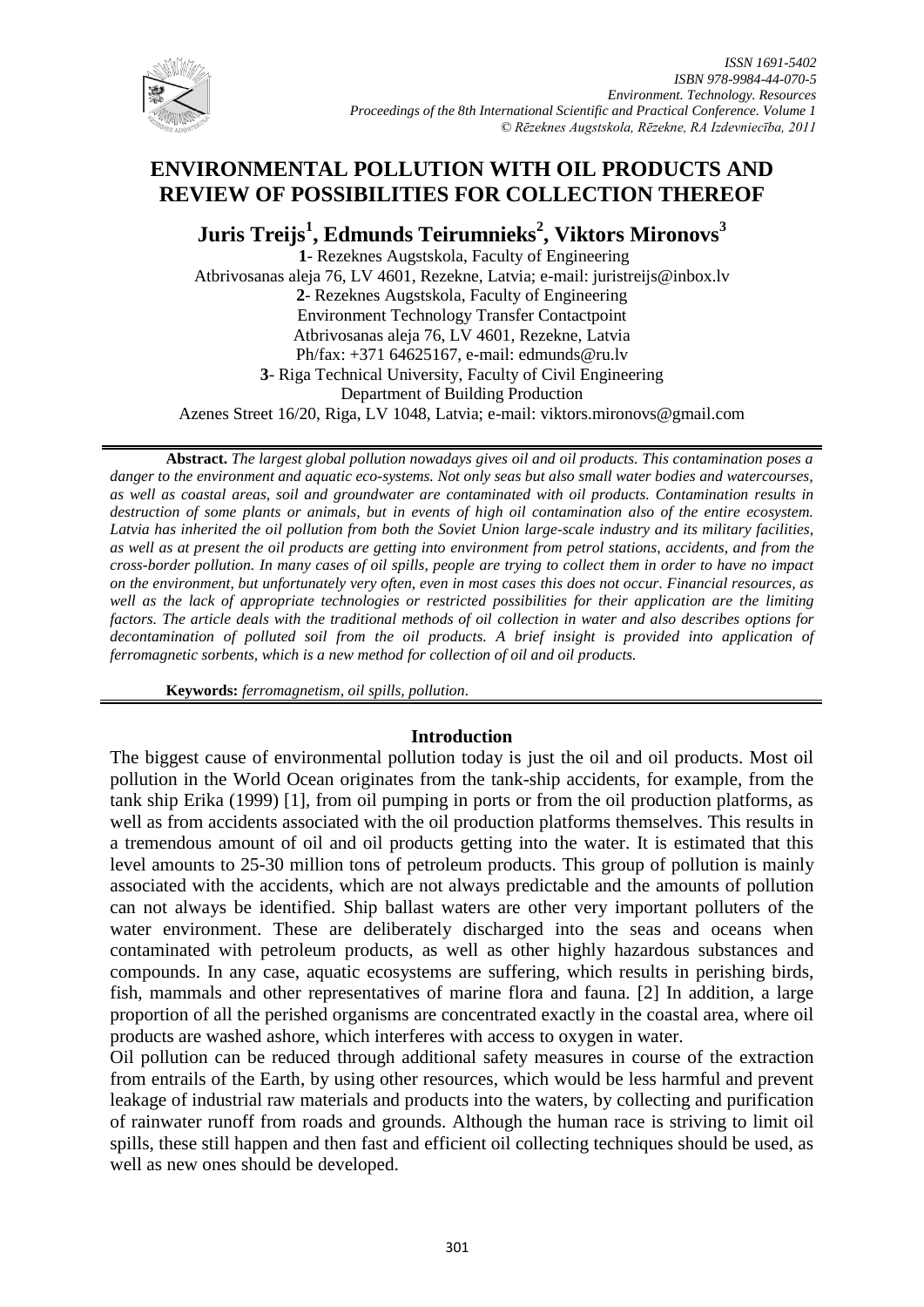# ENVIRONMENTAL POLLUTION WITH OIL PRODUCTS AND REVIEW OF POSSIBILITIES FOR COLLECTION THEREOF

**Juris Treijs[1], Edmunds Teirumnieks[2], Viktors Mironovs[3]**

**1**- Rezeknes Augstskola, Faculty of Engineering
Atbrivosanas aleja 76, LV 4601, Rezekne, Latvia; e-mail: juristreijs@inbox.lv

**2**- Rezeknes Augstskola, Faculty of Engineering
Environment Technology Transfer Contactpoint
Atbrivosanas aleja 76, LV 4601, Rezekne, Latvia
Ph/fax: +371 64625167, e-mail: edmunds@ru.lv

**3**- Riga Technical University, Faculty of Civil Engineering
Department of Building Production
Azenes Street 16/20, Riga, LV 1048, Latvia; e-mail: viktors.mironovs@gmail.com

**Abstract.** *The largest global pollution nowadays gives oil and oil products. This contamination poses a danger to the environment and aquatic eco-systems. Not only seas but also small water bodies and watercourses, as well as coastal areas, soil and groundwater are contaminated with oil products. Contamination results in destruction of some plants or animals, but in events of high oil contamination also of the entire ecosystem. Latvia has inherited the oil pollution from both the Soviet Union large-scale industry and its military facilities, as well as at present the oil products are getting into environment from petrol stations, accidents, and from the cross-border pollution. In many cases of oil spills, people are trying to collect them in order to have no impact on the environment, but unfortunately very often, even in most cases this does not occur. Financial resources, as well as the lack of appropriate technologies or restricted possibilities for their application are the limiting factors. The article deals with the traditional methods of oil collection in water and also describes options for decontamination of polluted soil from the oil products. A brief insight is provided into application of ferromagnetic sorbents, which is a new method for collection of oil and oil products.*

**Keywords:** *ferromagnetism, oil spills, pollution.*

## Introduction

The biggest cause of environmental pollution today is just the oil and oil products. Most oil pollution in the World Ocean originates from the tank-ship accidents, for example, from the tank ship Erika (1999) [1], from oil pumping in ports or from the oil production platforms, as well as from accidents associated with the oil production platforms themselves. This results in a tremendous amount of oil and oil products getting into the water. It is estimated that this level amounts to 25-30 million tons of petroleum products. This group of pollution is mainly associated with the accidents, which are not always predictable and the amounts of pollution can not always be identified. Ship ballast waters are other very important polluters of the water environment. These are deliberately discharged into the seas and oceans when contaminated with petroleum products, as well as other highly hazardous substances and compounds. In any case, aquatic ecosystems are suffering, which results in perishing birds, fish, mammals and other representatives of marine flora and fauna. [2] In addition, a large proportion of all the perished organisms are concentrated exactly in the coastal area, where oil products are washed ashore, which interferes with access to oxygen in water.

Oil pollution can be reduced through additional safety measures in course of the extraction from entrails of the Earth, by using other resources, which would be less harmful and prevent leakage of industrial raw materials and products into the waters, by collecting and purification of rainwater runoff from roads and grounds. Although the human race is striving to limit oil spills, these still happen and then fast and efficient oil collecting techniques should be used, as well as new ones should be developed.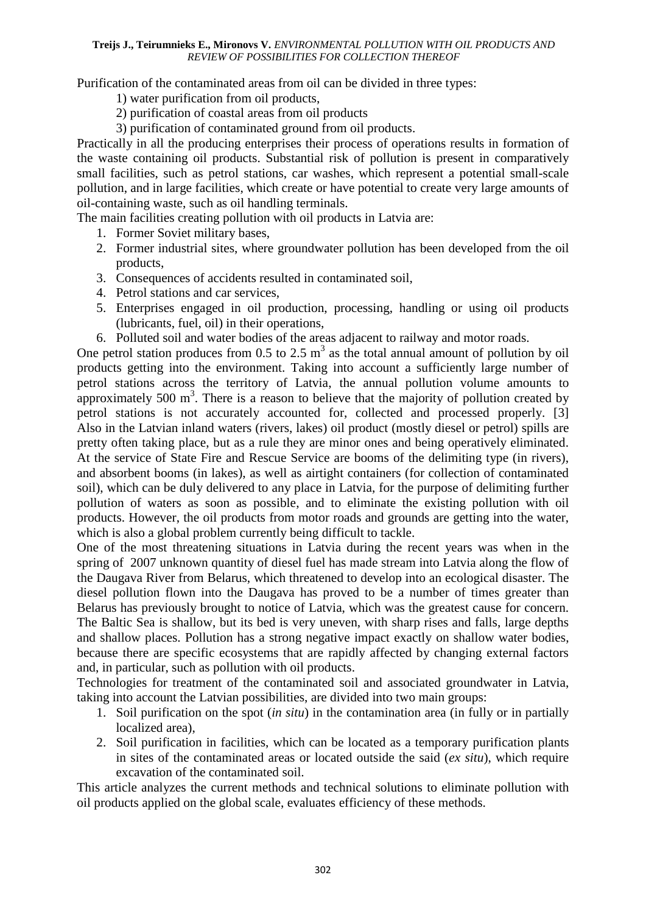Purification of the contaminated areas from oil can be divided in three types:

1) water purification from oil products,

2) purification of coastal areas from oil products

3) purification of contaminated ground from oil products.

Practically in all the producing enterprises their process of operations results in formation of the waste containing oil products. Substantial risk of pollution is present in comparatively small facilities, such as petrol stations, car washes, which represent a potential small-scale pollution, and in large facilities, which create or have potential to create very large amounts of oil-containing waste, such as oil handling terminals.

The main facilities creating pollution with oil products in Latvia are:

1. Former Soviet military bases,
2. Former industrial sites, where groundwater pollution has been developed from the oil products,
3. Consequences of accidents resulted in contaminated soil,
4. Petrol stations and car services,
5. Enterprises engaged in oil production, processing, handling or using oil products (lubricants, fuel, oil) in their operations,
6. Polluted soil and water bodies of the areas adjacent to railway and motor roads.

One petrol station produces from 0.5 to 2.5 $m^3$ as the total annual amount of pollution by oil products getting into the environment. Taking into account a sufficiently large number of petrol stations across the territory of Latvia, the annual pollution volume amounts to approximately 500 $m^3$. There is a reason to believe that the majority of pollution created by petrol stations is not accurately accounted for, collected and processed properly. [3]

Also in the Latvian inland waters (rivers, lakes) oil product (mostly diesel or petrol) spills are pretty often taking place, but as a rule they are minor ones and being operatively eliminated. At the service of State Fire and Rescue Service are booms of the delimiting type (in rivers), and absorbent booms (in lakes), as well as airtight containers (for collection of contaminated soil), which can be duly delivered to any place in Latvia, for the purpose of delimiting further pollution of waters as soon as possible, and to eliminate the existing pollution with oil products. However, the oil products from motor roads and grounds are getting into the water, which is also a global problem currently being difficult to tackle.

One of the most threatening situations in Latvia during the recent years was when in the spring of 2007 unknown quantity of diesel fuel has made stream into Latvia along the flow of the Daugava River from Belarus, which threatened to develop into an ecological disaster. The diesel pollution flown into the Daugava has proved to be a number of times greater than Belarus has previously brought to notice of Latvia, which was the greatest cause for concern.

The Baltic Sea is shallow, but its bed is very uneven, with sharp rises and falls, large depths and shallow places. Pollution has a strong negative impact exactly on shallow water bodies, because there are specific ecosystems that are rapidly affected by changing external factors and, in particular, such as pollution with oil products.

Technologies for treatment of the contaminated soil and associated groundwater in Latvia, taking into account the Latvian possibilities, are divided into two main groups:

1. Soil purification on the spot (*in situ*) in the contamination area (in fully or in partially localized area),
2. Soil purification in facilities, which can be located as a temporary purification plants in sites of the contaminated areas or located outside the said (*ex situ*), which require excavation of the contaminated soil.

This article analyzes the current methods and technical solutions to eliminate pollution with oil products applied on the global scale, evaluates efficiency of these methods.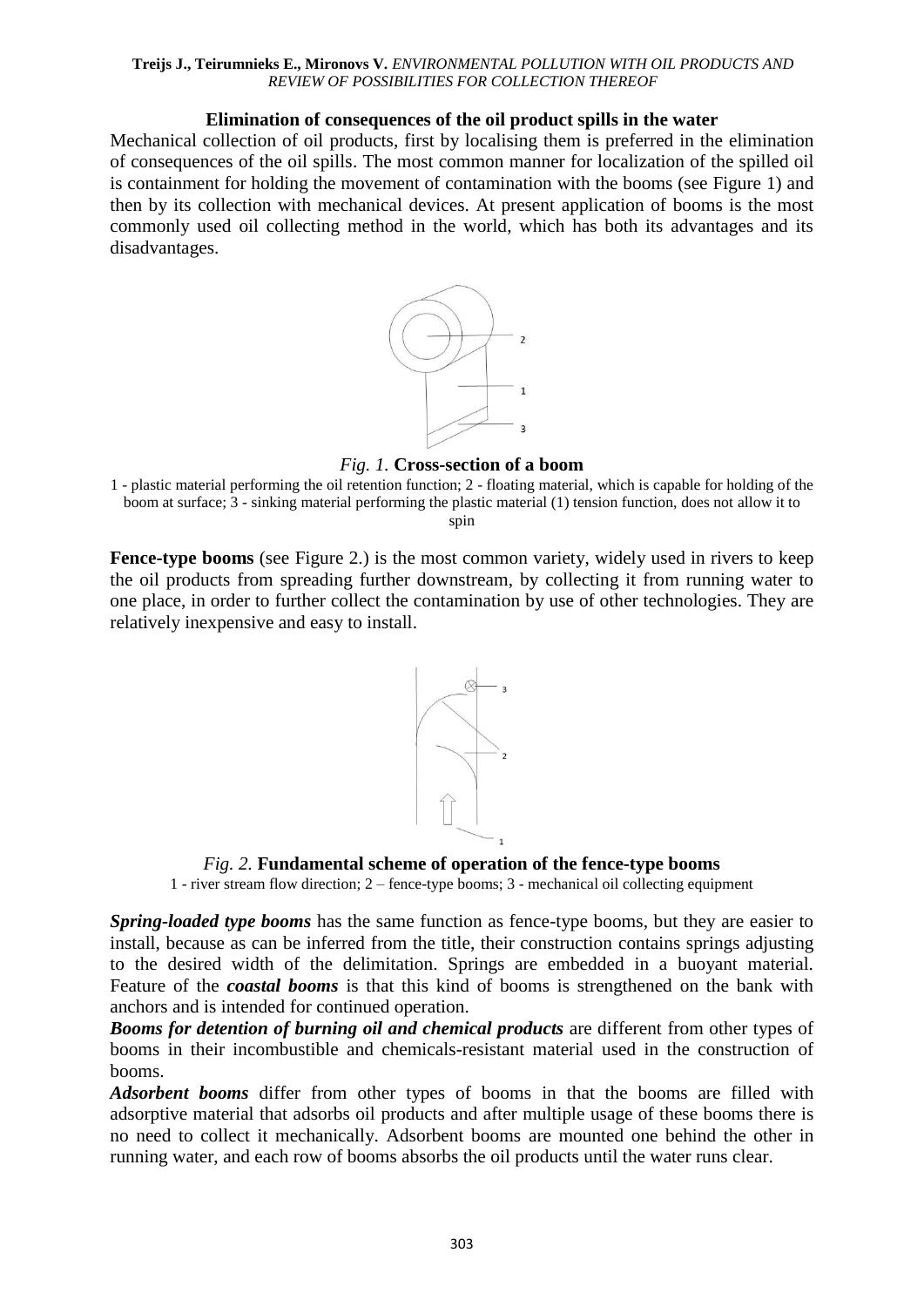### Elimination of consequences of the oil product spills in the water

Mechanical collection of oil products, first by localising them is preferred in the elimination of consequences of the oil spills. The most common manner for localization of the spilled oil is containment for holding the movement of contamination with the booms (see Figure 1) and then by its collection with mechanical devices. At present application of booms is the most commonly used oil collecting method in the world, which has both its advantages and its disadvantages.

*Fig. 1.* **Cross-section of a boom**

1 - plastic material performing the oil retention function; 2 - floating material, which is capable for holding of the boom at surface; 3 - sinking material performing the plastic material (1) tension function, does not allow it to spin

**Fence-type booms** (see Figure 2.) is the most common variety, widely used in rivers to keep the oil products from spreading further downstream, by collecting it from running water to one place, in order to further collect the contamination by use of other technologies. They are relatively inexpensive and easy to install.

*Fig. 2.* **Fundamental scheme of operation of the fence-type booms**

1 - river stream flow direction; 2 – fence-type booms; 3 - mechanical oil collecting equipment

***Spring-loaded type booms*** has the same function as fence-type booms, but they are easier to install, because as can be inferred from the title, their construction contains springs adjusting to the desired width of the delimitation. Springs are embedded in a buoyant material. Feature of the ***coastal booms*** is that this kind of booms is strengthened on the bank with anchors and is intended for continued operation.

***Booms for detention of burning oil and chemical products*** are different from other types of booms in their incombustible and chemicals-resistant material used in the construction of booms.

***Adsorbent booms*** differ from other types of booms in that the booms are filled with adsorptive material that adsorbs oil products and after multiple usage of these booms there is no need to collect it mechanically. Adsorbent booms are mounted one behind the other in running water, and each row of booms absorbs the oil products until the water runs clear.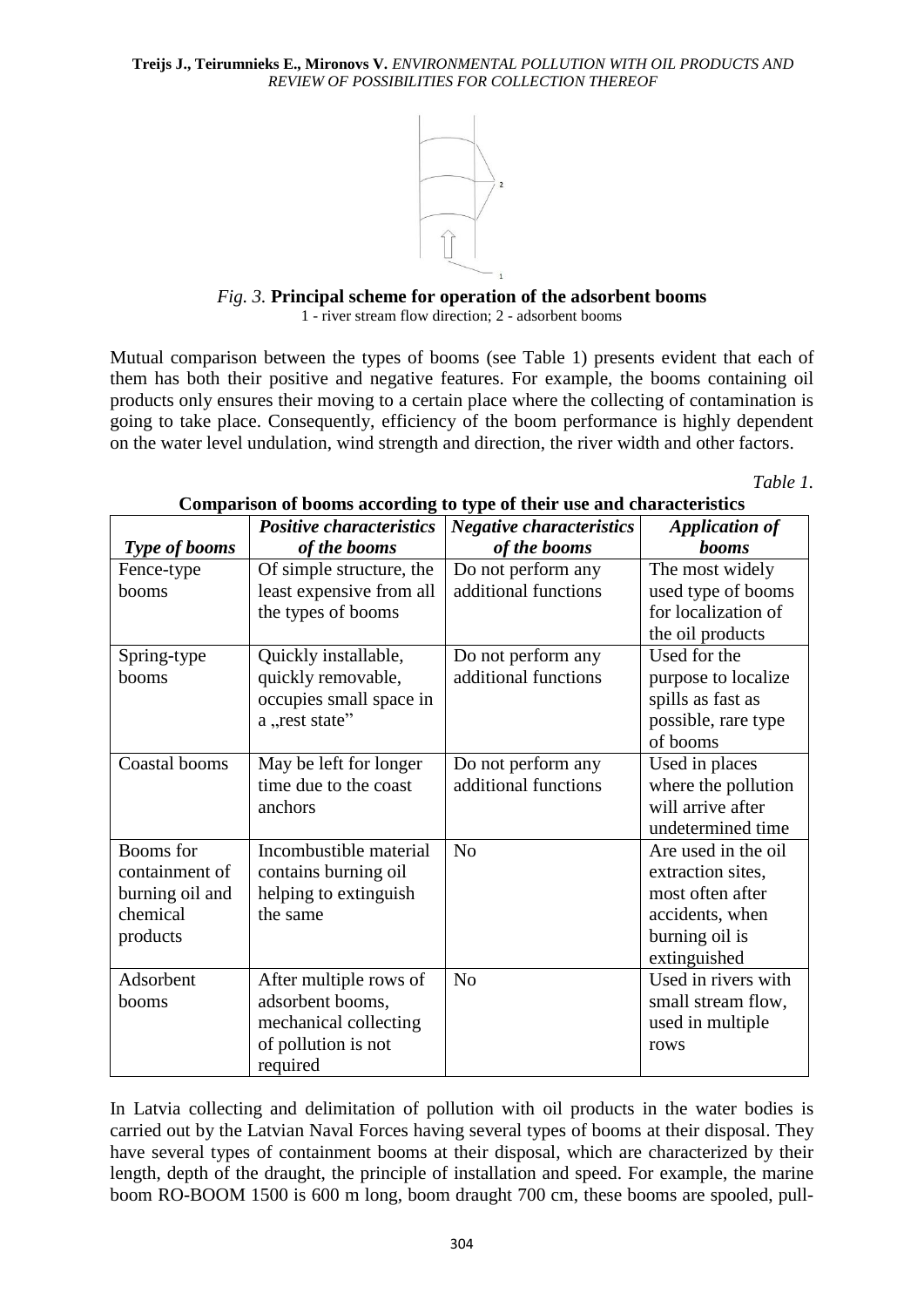*Fig. 3.* **Principal scheme for operation of the adsorbent booms**
1 - river stream flow direction; 2 - adsorbent booms

Mutual comparison between the types of booms (see Table 1) presents evident that each of them has both their positive and negative features. For example, the booms containing oil products only ensures their moving to a certain place where the collecting of contamination is going to take place. Consequently, efficiency of the boom performance is highly dependent on the water level undulation, wind strength and direction, the river width and other factors.

*Table 1.*

**Comparison of booms according to type of their use and characteristics**

| *Type of booms* | *Positive characteristics of the booms* | *Negative characteristics of the booms* | *Application of booms* |
|---|---|---|---|
| Fence-type booms | Of simple structure, the least expensive from all the types of booms | Do not perform any additional functions | The most widely used type of booms for localization of the oil products |
| Spring-type booms | Quickly installable, quickly removable, occupies small space in a „rest state" | Do not perform any additional functions | Used for the purpose to localize spills as fast as possible, rare type of booms |
| Coastal booms | May be left for longer time due to the coast anchors | Do not perform any additional functions | Used in places where the pollution will arrive after undetermined time |
| Booms for containment of burning oil and chemical products | Incombustible material contains burning oil helping to extinguish the same | No | Are used in the oil extraction sites, most often after accidents, when burning oil is extinguished |
| Adsorbent booms | After multiple rows of adsorbent booms, mechanical collecting of pollution is not required | No | Used in rivers with small stream flow, used in multiple rows |

In Latvia collecting and delimitation of pollution with oil products in the water bodies is carried out by the Latvian Naval Forces having several types of booms at their disposal. They have several types of containment booms at their disposal, which are characterized by their length, depth of the draught, the principle of installation and speed. For example, the marine boom RO-BOOM 1500 is 600 m long, boom draught 700 cm, these booms are spooled, pull-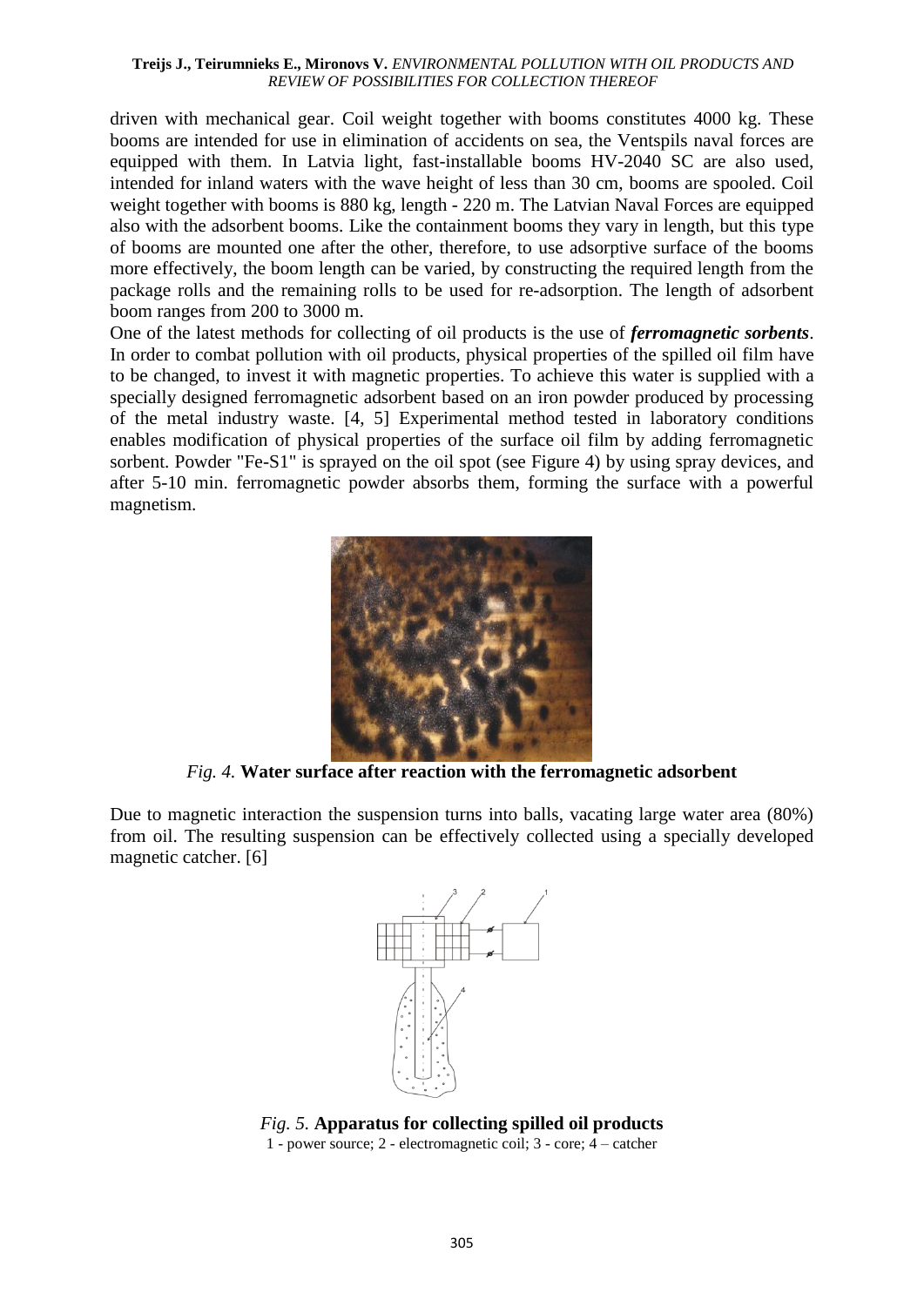driven with mechanical gear. Coil weight together with booms constitutes 4000 kg. These booms are intended for use in elimination of accidents on sea, the Ventspils naval forces are equipped with them. In Latvia light, fast-installable booms HV-2040 SC are also used, intended for inland waters with the wave height of less than 30 cm, booms are spooled. Coil weight together with booms is 880 kg, length - 220 m. The Latvian Naval Forces are equipped also with the adsorbent booms. Like the containment booms they vary in length, but this type of booms are mounted one after the other, therefore, to use adsorptive surface of the booms more effectively, the boom length can be varied, by constructing the required length from the package rolls and the remaining rolls to be used for re-adsorption. The length of adsorbent boom ranges from 200 to 3000 m.

One of the latest methods for collecting of oil products is the use of ***ferromagnetic sorbents***. In order to combat pollution with oil products, physical properties of the spilled oil film have to be changed, to invest it with magnetic properties. To achieve this water is supplied with a specially designed ferromagnetic adsorbent based on an iron powder produced by processing of the metal industry waste. [4, 5] Experimental method tested in laboratory conditions enables modification of physical properties of the surface oil film by adding ferromagnetic sorbent. Powder "Fe-S1" is sprayed on the oil spot (see Figure 4) by using spray devices, and after 5-10 min. ferromagnetic powder absorbs them, forming the surface with a powerful magnetism.

*Fig. 4.* **Water surface after reaction with the ferromagnetic adsorbent**

Due to magnetic interaction the suspension turns into balls, vacating large water area (80%) from oil. The resulting suspension can be effectively collected using a specially developed magnetic catcher. [6]

*Fig. 5.* **Apparatus for collecting spilled oil products**

1 - power source; 2 - electromagnetic coil; 3 - core; 4 – catcher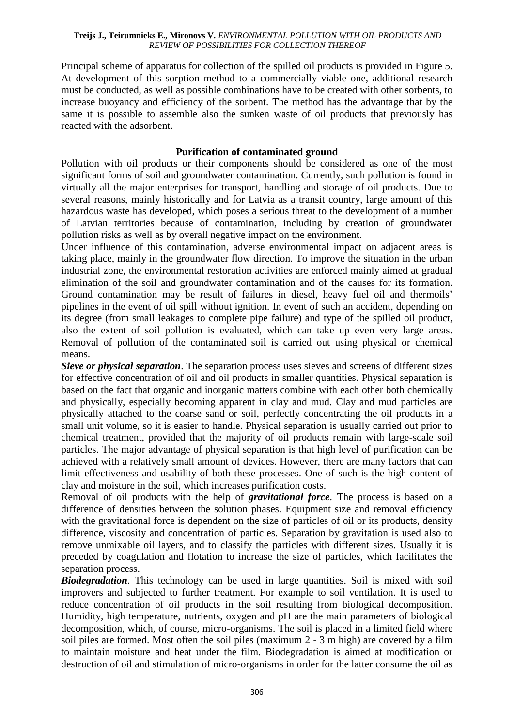Principal scheme of apparatus for collection of the spilled oil products is provided in Figure 5. At development of this sorption method to a commercially viable one, additional research must be conducted, as well as possible combinations have to be created with other sorbents, to increase buoyancy and efficiency of the sorbent. The method has the advantage that by the same it is possible to assemble also the sunken waste of oil products that previously has reacted with the adsorbent.

## Purification of contaminated ground

Pollution with oil products or their components should be considered as one of the most significant forms of soil and groundwater contamination. Currently, such pollution is found in virtually all the major enterprises for transport, handling and storage of oil products. Due to several reasons, mainly historically and for Latvia as a transit country, large amount of this hazardous waste has developed, which poses a serious threat to the development of a number of Latvian territories because of contamination, including by creation of groundwater pollution risks as well as by overall negative impact on the environment.

Under influence of this contamination, adverse environmental impact on adjacent areas is taking place, mainly in the groundwater flow direction. To improve the situation in the urban industrial zone, the environmental restoration activities are enforced mainly aimed at gradual elimination of the soil and groundwater contamination and of the causes for its formation. Ground contamination may be result of failures in diesel, heavy fuel oil and thermoils' pipelines in the event of oil spill without ignition. In event of such an accident, depending on its degree (from small leakages to complete pipe failure) and type of the spilled oil product, also the extent of soil pollution is evaluated, which can take up even very large areas. Removal of pollution of the contaminated soil is carried out using physical or chemical means.

***Sieve or physical separation***. The separation process uses sieves and screens of different sizes for effective concentration of oil and oil products in smaller quantities. Physical separation is based on the fact that organic and inorganic matters combine with each other both chemically and physically, especially becoming apparent in clay and mud. Clay and mud particles are physically attached to the coarse sand or soil, perfectly concentrating the oil products in a small unit volume, so it is easier to handle. Physical separation is usually carried out prior to chemical treatment, provided that the majority of oil products remain with large-scale soil particles. The major advantage of physical separation is that high level of purification can be achieved with a relatively small amount of devices. However, there are many factors that can limit effectiveness and usability of both these processes. One of such is the high content of clay and moisture in the soil, which increases purification costs.

Removal of oil products with the help of ***gravitational force***. The process is based on a difference of densities between the solution phases. Equipment size and removal efficiency with the gravitational force is dependent on the size of particles of oil or its products, density difference, viscosity and concentration of particles. Separation by gravitation is used also to remove unmixable oil layers, and to classify the particles with different sizes. Usually it is preceded by coagulation and flotation to increase the size of particles, which facilitates the separation process.

***Biodegradation***. This technology can be used in large quantities. Soil is mixed with soil improvers and subjected to further treatment. For example to soil ventilation. It is used to reduce concentration of oil products in the soil resulting from biological decomposition. Humidity, high temperature, nutrients, oxygen and pH are the main parameters of biological decomposition, which, of course, micro-organisms. The soil is placed in a limited field where soil piles are formed. Most often the soil piles (maximum 2 - 3 m high) are covered by a film to maintain moisture and heat under the film. Biodegradation is aimed at modification or destruction of oil and stimulation of micro-organisms in order for the latter consume the oil as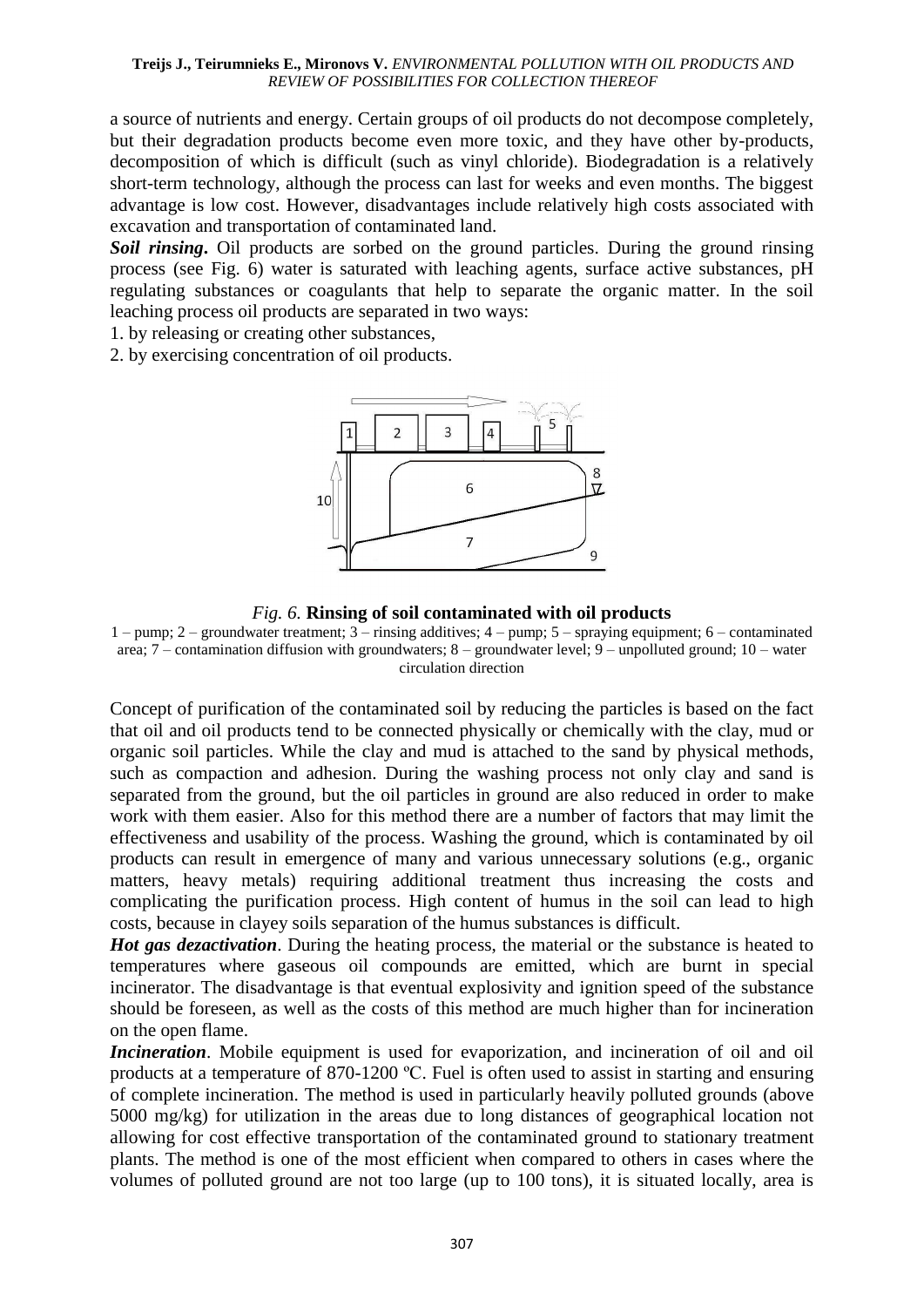a source of nutrients and energy. Certain groups of oil products do not decompose completely, but their degradation products become even more toxic, and they have other by-products, decomposition of which is difficult (such as vinyl chloride). Biodegradation is a relatively short-term technology, although the process can last for weeks and even months. The biggest advantage is low cost. However, disadvantages include relatively high costs associated with excavation and transportation of contaminated land.

***Soil rinsing*.** Oil products are sorbed on the ground particles. During the ground rinsing process (see Fig. 6) water is saturated with leaching agents, surface active substances, pH regulating substances or coagulants that help to separate the organic matter. In the soil leaching process oil products are separated in two ways:

1. by releasing or creating other substances,
2. by exercising concentration of oil products.

*Fig. 6.* **Rinsing of soil contaminated with oil products**

1 – pump; 2 – groundwater treatment; 3 – rinsing additives; 4 – pump; 5 – spraying equipment; 6 – contaminated area; 7 – contamination diffusion with groundwaters; 8 – groundwater level; 9 – unpolluted ground; 10 – water circulation direction

Concept of purification of the contaminated soil by reducing the particles is based on the fact that oil and oil products tend to be connected physically or chemically with the clay, mud or organic soil particles. While the clay and mud is attached to the sand by physical methods, such as compaction and adhesion. During the washing process not only clay and sand is separated from the ground, but the oil particles in ground are also reduced in order to make work with them easier. Also for this method there are a number of factors that may limit the effectiveness and usability of the process. Washing the ground, which is contaminated by oil products can result in emergence of many and various unnecessary solutions (e.g., organic matters, heavy metals) requiring additional treatment thus increasing the costs and complicating the purification process. High content of humus in the soil can lead to high costs, because in clayey soils separation of the humus substances is difficult.

***Hot gas dezactivation***. During the heating process, the material or the substance is heated to temperatures where gaseous oil compounds are emitted, which are burnt in special incinerator. The disadvantage is that eventual explosivity and ignition speed of the substance should be foreseen, as well as the costs of this method are much higher than for incineration on the open flame.

***Incineration***. Mobile equipment is used for evaporization, and incineration of oil and oil products at a temperature of 870-1200 ºC. Fuel is often used to assist in starting and ensuring of complete incineration. The method is used in particularly heavily polluted grounds (above 5000 mg/kg) for utilization in the areas due to long distances of geographical location not allowing for cost effective transportation of the contaminated ground to stationary treatment plants. The method is one of the most efficient when compared to others in cases where the volumes of polluted ground are not too large (up to 100 tons), it is situated locally, area is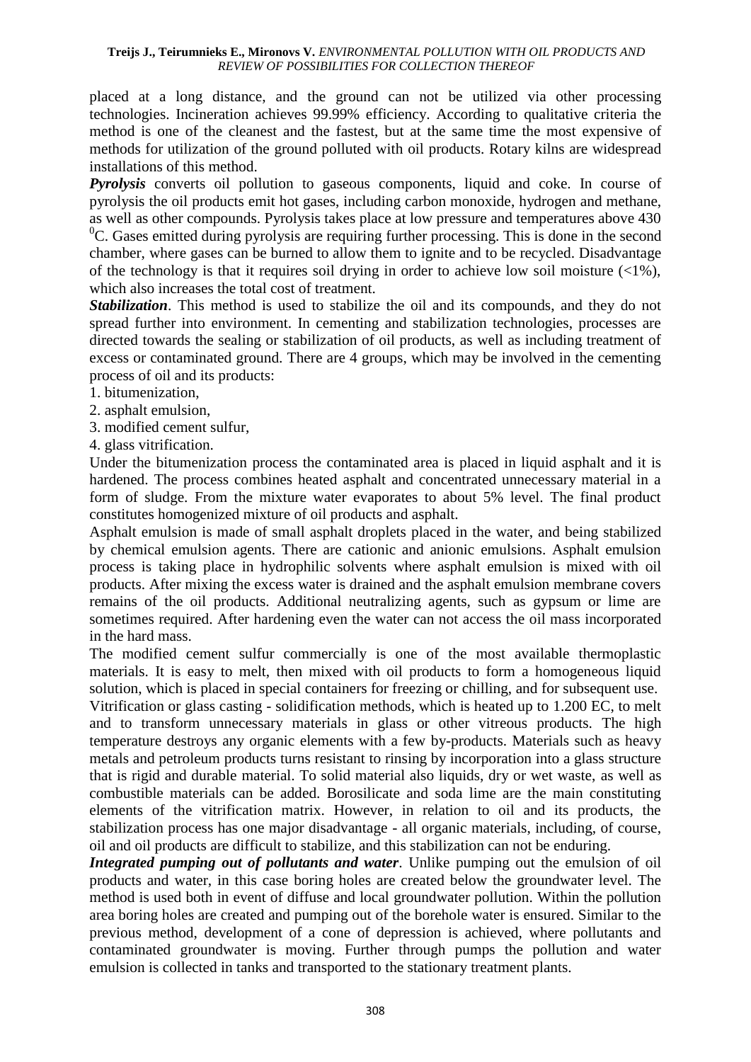placed at a long distance, and the ground can not be utilized via other processing technologies. Incineration achieves 99.99% efficiency. According to qualitative criteria the method is one of the cleanest and the fastest, but at the same time the most expensive of methods for utilization of the ground polluted with oil products. Rotary kilns are widespread installations of this method.

***Pyrolysis*** converts oil pollution to gaseous components, liquid and coke. In course of pyrolysis the oil products emit hot gases, including carbon monoxide, hydrogen and methane, as well as other compounds. Pyrolysis takes place at low pressure and temperatures above 430 $^0$C. Gases emitted during pyrolysis are requiring further processing. This is done in the second chamber, where gases can be burned to allow them to ignite and to be recycled. Disadvantage of the technology is that it requires soil drying in order to achieve low soil moisture (<1%), which also increases the total cost of treatment.

***Stabilization***. This method is used to stabilize the oil and its compounds, and they do not spread further into environment. In cementing and stabilization technologies, processes are directed towards the sealing or stabilization of oil products, as well as including treatment of excess or contaminated ground. There are 4 groups, which may be involved in the cementing process of oil and its products:

1. bitumenization,
2. asphalt emulsion,
3. modified cement sulfur,
4. glass vitrification.

Under the bitumenization process the contaminated area is placed in liquid asphalt and it is hardened. The process combines heated asphalt and concentrated unnecessary material in a form of sludge. From the mixture water evaporates to about 5% level. The final product constitutes homogenized mixture of oil products and asphalt.

Asphalt emulsion is made of small asphalt droplets placed in the water, and being stabilized by chemical emulsion agents. There are cationic and anionic emulsions. Asphalt emulsion process is taking place in hydrophilic solvents where asphalt emulsion is mixed with oil products. After mixing the excess water is drained and the asphalt emulsion membrane covers remains of the oil products. Additional neutralizing agents, such as gypsum or lime are sometimes required. After hardening even the water can not access the oil mass incorporated in the hard mass.

The modified cement sulfur commercially is one of the most available thermoplastic materials. It is easy to melt, then mixed with oil products to form a homogeneous liquid solution, which is placed in special containers for freezing or chilling, and for subsequent use.

Vitrification or glass casting - solidification methods, which is heated up to 1.200 EC, to melt and to transform unnecessary materials in glass or other vitreous products. The high temperature destroys any organic elements with a few by-products. Materials such as heavy metals and petroleum products turns resistant to rinsing by incorporation into a glass structure that is rigid and durable material. To solid material also liquids, dry or wet waste, as well as combustible materials can be added. Borosilicate and soda lime are the main constituting elements of the vitrification matrix. However, in relation to oil and its products, the stabilization process has one major disadvantage - all organic materials, including, of course, oil and oil products are difficult to stabilize, and this stabilization can not be enduring.

***Integrated pumping out of pollutants and water***. Unlike pumping out the emulsion of oil products and water, in this case boring holes are created below the groundwater level. The method is used both in event of diffuse and local groundwater pollution. Within the pollution area boring holes are created and pumping out of the borehole water is ensured. Similar to the previous method, development of a cone of depression is achieved, where pollutants and contaminated groundwater is moving. Further through pumps the pollution and water emulsion is collected in tanks and transported to the stationary treatment plants.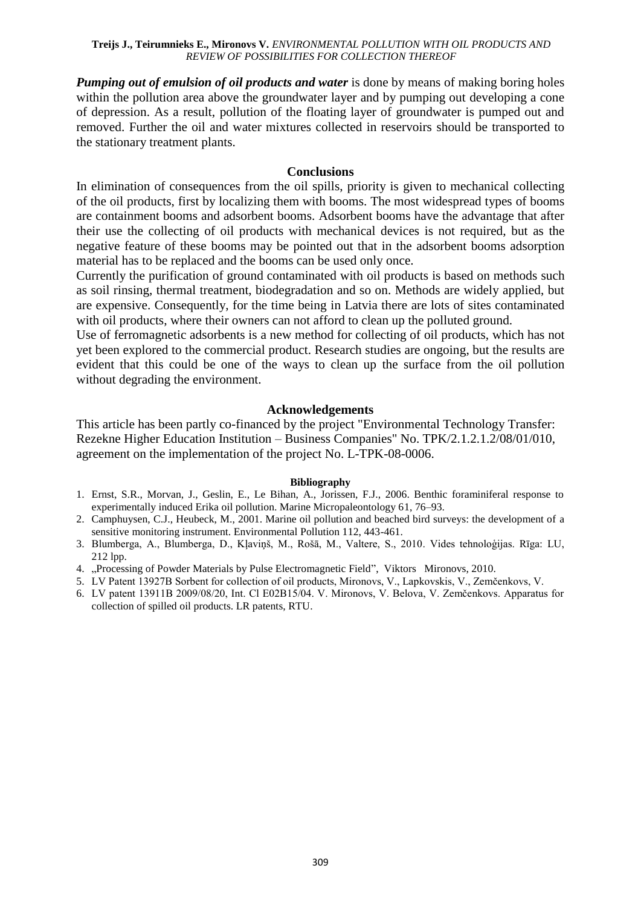***Pumping out of emulsion of oil products and water*** is done by means of making boring holes within the pollution area above the groundwater layer and by pumping out developing a cone of depression. As a result, pollution of the floating layer of groundwater is pumped out and removed. Further the oil and water mixtures collected in reservoirs should be transported to the stationary treatment plants.

## Conclusions

In elimination of consequences from the oil spills, priority is given to mechanical collecting of the oil products, first by localizing them with booms. The most widespread types of booms are containment booms and adsorbent booms. Adsorbent booms have the advantage that after their use the collecting of oil products with mechanical devices is not required, but as the negative feature of these booms may be pointed out that in the adsorbent booms adsorption material has to be replaced and the booms can be used only once.

Currently the purification of ground contaminated with oil products is based on methods such as soil rinsing, thermal treatment, biodegradation and so on. Methods are widely applied, but are expensive. Consequently, for the time being in Latvia there are lots of sites contaminated with oil products, where their owners can not afford to clean up the polluted ground.

Use of ferromagnetic adsorbents is a new method for collecting of oil products, which has not yet been explored to the commercial product. Research studies are ongoing, but the results are evident that this could be one of the ways to clean up the surface from the oil pollution without degrading the environment.

## Acknowledgements

This article has been partly co-financed by the project "Environmental Technology Transfer: Rezekne Higher Education Institution – Business Companies" No. TPK/2.1.2.1.2/08/01/010, agreement on the implementation of the project No. L-TPK-08-0006.

### Bibliography

1. Ernst, S.R., Morvan, J., Geslin, E., Le Bihan, A., Jorissen, F.J., 2006. Benthic foraminiferal response to experimentally induced Erika oil pollution. Marine Micropaleontology 61, 76–93.
2. Camphuysen, C.J., Heubeck, M., 2001. Marine oil pollution and beached bird surveys: the development of a sensitive monitoring instrument. Environmental Pollution 112, 443-461.
3. Blumberga, A., Blumberga, D., Kļaviņš, M., Rošā, M., Valtere, S., 2010. Vides tehnoloģijas. Rīga: LU, 212 lpp.
4. „Processing of Powder Materials by Pulse Electromagnetic Field", Viktors Mironovs, 2010.
5. LV Patent 13927B Sorbent for collection of oil products, Mironovs, V., Lapkovskis, V., Zemčenkovs, V.
6. LV patent 13911B 2009/08/20, Int. Cl E02B15/04. V. Mironovs, V. Belova, V. Zemčenkovs. Apparatus for collection of spilled oil products. LR patents, RTU.